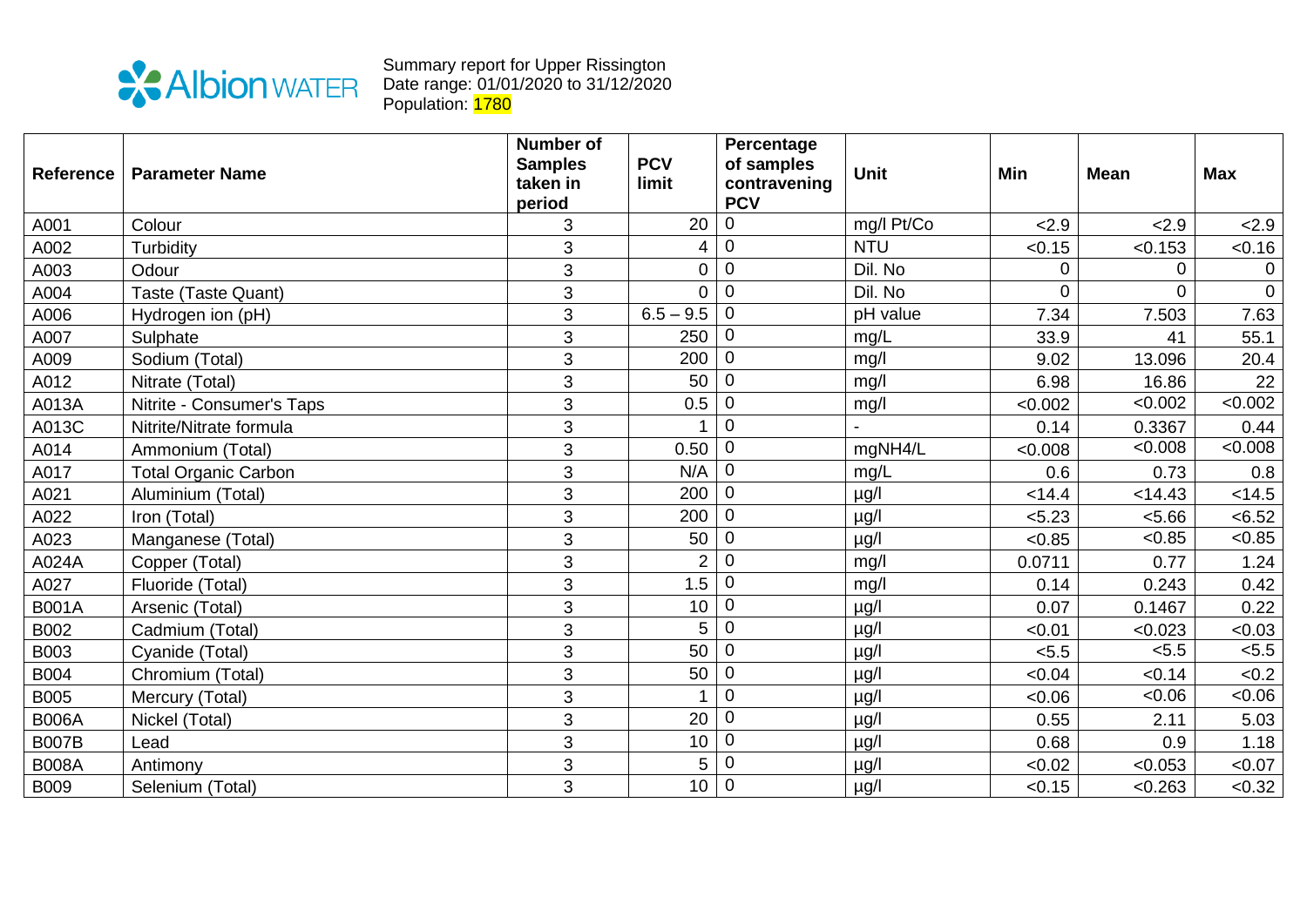Albion WATER

Summary report for Upper Rissington
Date range: 01/01/2020 to 31/12/2020
Population: 1780

| Reference | Parameter Name | Number of Samples taken in period | PCV limit | Percentage of samples contravening PCV | Unit | Min | Mean | Max |
|---|---|---|---|---|---|---|---|---|
| A001 | Colour | 3 | 20 | 0 | mg/l Pt/Co | <2.9 | <2.9 | <2.9 |
| A002 | Turbidity | 3 | 4 | 0 | NTU | <0.15 | <0.153 | <0.16 |
| A003 | Odour | 3 | 0 | 0 | Dil. No | 0 | 0 | 0 |
| A004 | Taste (Taste Quant) | 3 | 0 | 0 | Dil. No | 0 | 0 | 0 |
| A006 | Hydrogen ion (pH) | 3 | 6.5 – 9.5 | 0 | pH value | 7.34 | 7.503 | 7.63 |
| A007 | Sulphate | 3 | 250 | 0 | mg/L | 33.9 | 41 | 55.1 |
| A009 | Sodium (Total) | 3 | 200 | 0 | mg/l | 9.02 | 13.096 | 20.4 |
| A012 | Nitrate (Total) | 3 | 50 | 0 | mg/l | 6.98 | 16.86 | 22 |
| A013A | Nitrite - Consumer's Taps | 3 | 0.5 | 0 | mg/l | <0.002 | <0.002 | <0.002 |
| A013C | Nitrite/Nitrate formula | 3 | 1 | 0 | - | 0.14 | 0.3367 | 0.44 |
| A014 | Ammonium (Total) | 3 | 0.50 | 0 | mgNH4/L | <0.008 | <0.008 | <0.008 |
| A017 | Total Organic Carbon | 3 | N/A | 0 | mg/L | 0.6 | 0.73 | 0.8 |
| A021 | Aluminium (Total) | 3 | 200 | 0 | µg/l | <14.4 | <14.43 | <14.5 |
| A022 | Iron (Total) | 3 | 200 | 0 | µg/l | <5.23 | <5.66 | <6.52 |
| A023 | Manganese (Total) | 3 | 50 | 0 | µg/l | <0.85 | <0.85 | <0.85 |
| A024A | Copper (Total) | 3 | 2 | 0 | mg/l | 0.0711 | 0.77 | 1.24 |
| A027 | Fluoride (Total) | 3 | 1.5 | 0 | mg/l | 0.14 | 0.243 | 0.42 |
| B001A | Arsenic (Total) | 3 | 10 | 0 | µg/l | 0.07 | 0.1467 | 0.22 |
| B002 | Cadmium (Total) | 3 | 5 | 0 | µg/l | <0.01 | <0.023 | <0.03 |
| B003 | Cyanide (Total) | 3 | 50 | 0 | µg/l | <5.5 | <5.5 | <5.5 |
| B004 | Chromium (Total) | 3 | 50 | 0 | µg/l | <0.04 | <0.14 | <0.2 |
| B005 | Mercury (Total) | 3 | 1 | 0 | µg/l | <0.06 | <0.06 | <0.06 |
| B006A | Nickel (Total) | 3 | 20 | 0 | µg/l | 0.55 | 2.11 | 5.03 |
| B007B | Lead | 3 | 10 | 0 | µg/l | 0.68 | 0.9 | 1.18 |
| B008A | Antimony | 3 | 5 | 0 | µg/l | <0.02 | <0.053 | <0.07 |
| B009 | Selenium (Total) | 3 | 10 | 0 | µg/l | <0.15 | <0.263 | <0.32 |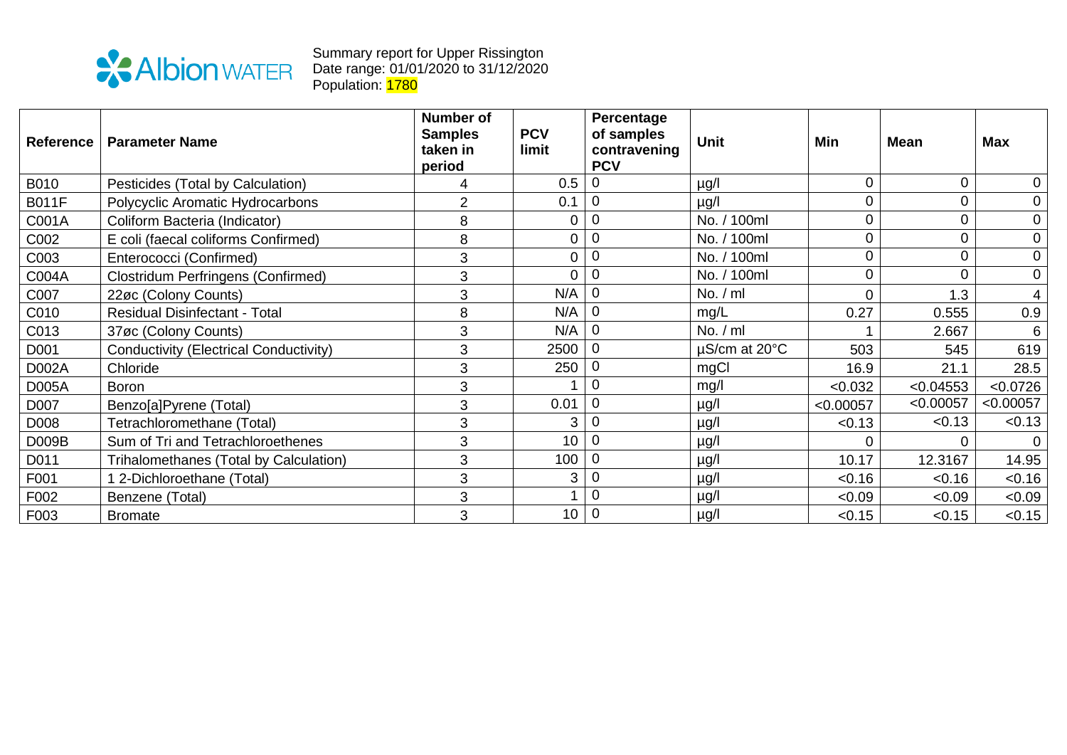Albion WATER

Summary report for Upper Rissington
Date range: 01/01/2020 to 31/12/2020
Population: 1780

| Reference | Parameter Name | Number of Samples taken in period | PCV limit | Percentage of samples contravening PCV | Unit | Min | Mean | Max |
|---|---|---|---|---|---|---|---|---|
| B010 | Pesticides (Total by Calculation) | 4 | 0.5 | 0 | µg/l | 0 | 0 | 0 |
| B011F | Polycyclic Aromatic Hydrocarbons | 2 | 0.1 | 0 | µg/l | 0 | 0 | 0 |
| C001A | Coliform Bacteria (Indicator) | 8 | 0 | 0 | No. / 100ml | 0 | 0 | 0 |
| C002 | E coli (faecal coliforms Confirmed) | 8 | 0 | 0 | No. / 100ml | 0 | 0 | 0 |
| C003 | Enterococci (Confirmed) | 3 | 0 | 0 | No. / 100ml | 0 | 0 | 0 |
| C004A | Clostridum Perfringens (Confirmed) | 3 | 0 | 0 | No. / 100ml | 0 | 0 | 0 |
| C007 | 22øc (Colony Counts) | 3 | N/A | 0 | No. / ml | 0 | 1.3 | 4 |
| C010 | Residual Disinfectant - Total | 8 | N/A | 0 | mg/L | 0.27 | 0.555 | 0.9 |
| C013 | 37øc (Colony Counts) | 3 | N/A | 0 | No. / ml | 1 | 2.667 | 6 |
| D001 | Conductivity (Electrical Conductivity) | 3 | 2500 | 0 | µS/cm at 20°C | 503 | 545 | 619 |
| D002A | Chloride | 3 | 250 | 0 | mgCl | 16.9 | 21.1 | 28.5 |
| D005A | Boron | 3 | 1 | 0 | mg/l | <0.032 | <0.04553 | <0.0726 |
| D007 | Benzo[a]Pyrene (Total) | 3 | 0.01 | 0 | µg/l | <0.00057 | <0.00057 | <0.00057 |
| D008 | Tetrachloromethane (Total) | 3 | 3 | 0 | µg/l | <0.13 | <0.13 | <0.13 |
| D009B | Sum of Tri and Tetrachloroethenes | 3 | 10 | 0 | µg/l | 0 | 0 | 0 |
| D011 | Trihalomethanes (Total by Calculation) | 3 | 100 | 0 | µg/l | 10.17 | 12.3167 | 14.95 |
| F001 | 1 2-Dichloroethane (Total) | 3 | 3 | 0 | µg/l | <0.16 | <0.16 | <0.16 |
| F002 | Benzene (Total) | 3 | 1 | 0 | µg/l | <0.09 | <0.09 | <0.09 |
| F003 | Bromate | 3 | 10 | 0 | µg/l | <0.15 | <0.15 | <0.15 |